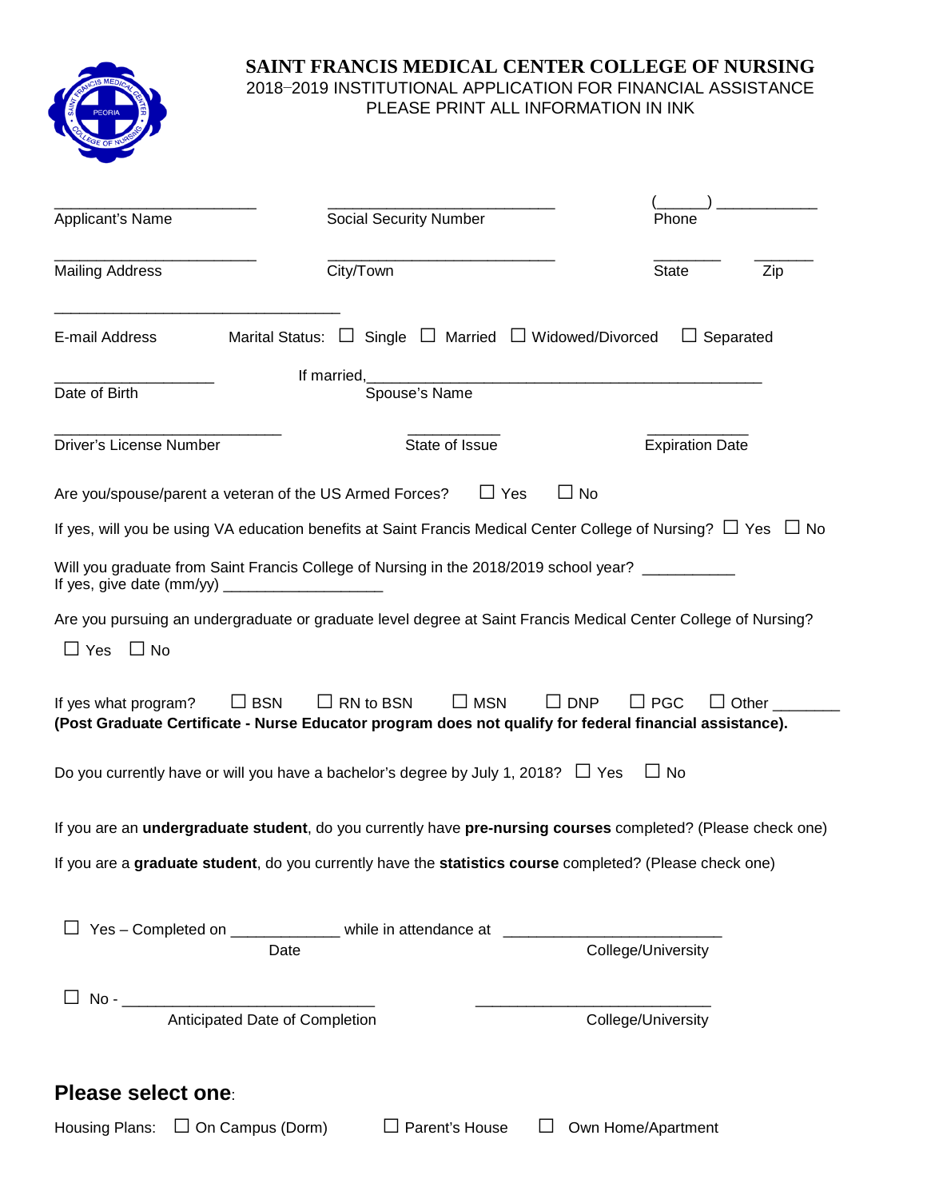# SAINT FRANCIS MEDICAL CENTER COLLEGE OF NURSING

2018–2019 INSTITUTIONAL APPLICATION FOR FINANCIAL ASSISTANCE

PLEASE PRINT ALL INFORMATION IN INK

________________________ Applicant's Name

___________________________ Social Security Number

(______) ____________ Phone

________________________ Mailing Address

___________________________ City/Town

________ State

_______ Zip

__________________________________ E-mail Address

Marital Status: ☐ Single ☐ Married ☐ Widowed/Divorced ☐ Separated

___________________ Date of Birth

If married, ______________________________________________ Spouse's Name

___________________________ Driver's License Number

___________ State of Issue

____________ Expiration Date

Are you/spouse/parent a veteran of the US Armed Forces? ☐ Yes ☐ No

If yes, will you be using VA education benefits at Saint Francis Medical Center College of Nursing? ☐ Yes ☐ No

Will you graduate from Saint Francis College of Nursing in the 2018/2019 school year? ___________
If yes, give date (mm/yy) ___________________

Are you pursuing an undergraduate or graduate level degree at Saint Francis Medical Center College of Nursing?

☐ Yes ☐ No

If yes what program? ☐ BSN ☐ RN to BSN ☐ MSN ☐ DNP ☐ PGC ☐ Other ________
**(Post Graduate Certificate - Nurse Educator program does not qualify for federal financial assistance).**

Do you currently have or will you have a bachelor's degree by July 1, 2018? ☐ Yes ☐ No

If you are an **undergraduate student**, do you currently have **pre-nursing courses** completed? (Please check one)

If you are a **graduate student**, do you currently have the **statistics course** completed? (Please check one)

☐ Yes – Completed on _____________ (Date) while in attendance at __________________________ (College/University)

☐ No - ______________________________ (Anticipated Date of Completion) ____________________________ (College/University)

## Please select one:

Housing Plans: ☐ On Campus (Dorm) ☐ Parent's House ☐ Own Home/Apartment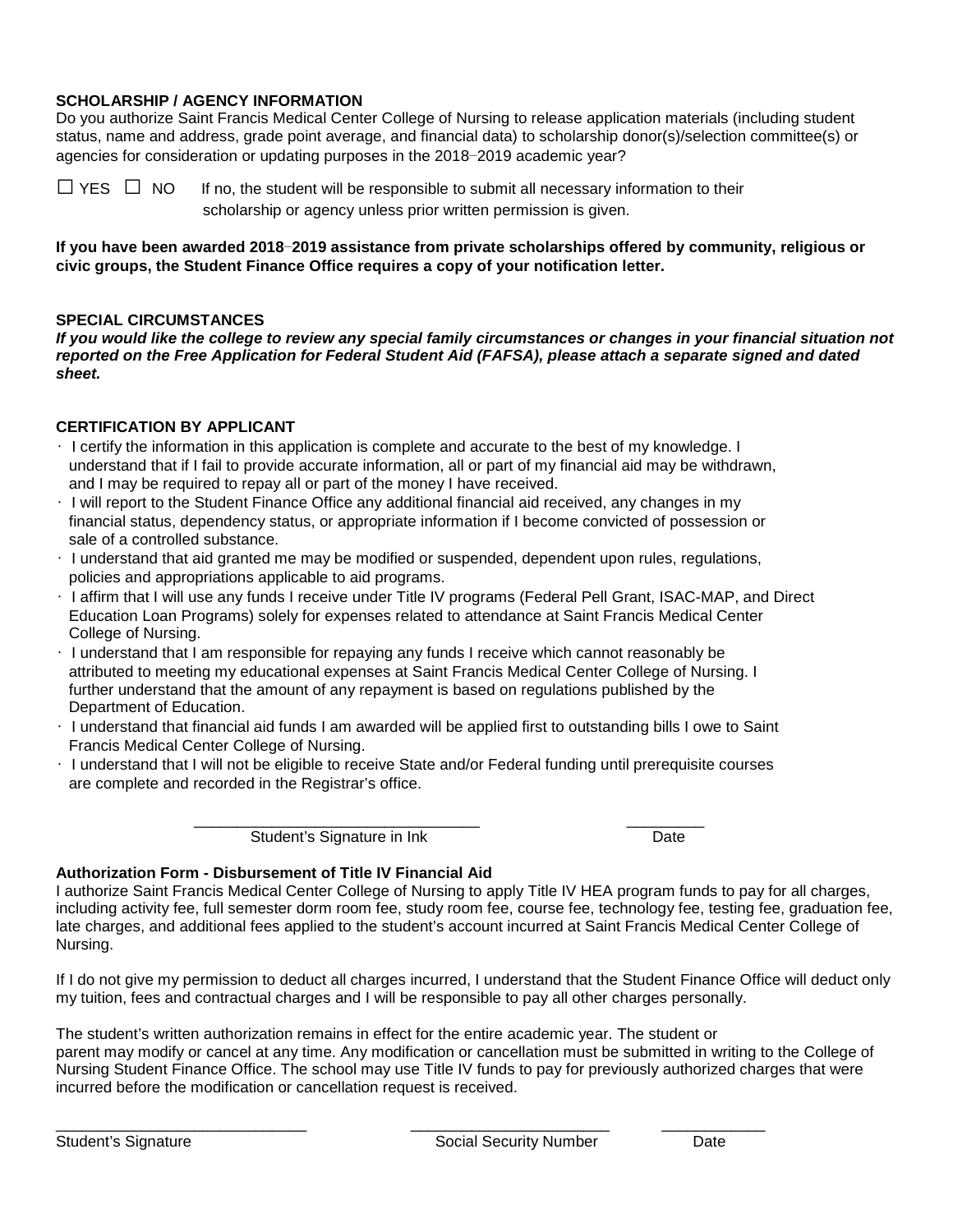**SCHOLARSHIP / AGENCY INFORMATION**

Do you authorize Saint Francis Medical Center College of Nursing to release application materials (including student status, name and address, grade point average, and financial data) to scholarship donor(s)/selection committee(s) or agencies for consideration or updating purposes in the 2018–2019 academic year?

☐ YES ☐ NO If no, the student will be responsible to submit all necessary information to their scholarship or agency unless prior written permission is given.

**If you have been awarded 2018–2019 assistance from private scholarships offered by community, religious or civic groups, the Student Finance Office requires a copy of your notification letter.**

**SPECIAL CIRCUMSTANCES**

***If you would like the college to review any special family circumstances or changes in your financial situation not reported on the Free Application for Federal Student Aid (FAFSA), please attach a separate signed and dated sheet.***

**CERTIFICATION BY APPLICANT**

- I certify the information in this application is complete and accurate to the best of my knowledge. I understand that if I fail to provide accurate information, all or part of my financial aid may be withdrawn, and I may be required to repay all or part of the money I have received.
- I will report to the Student Finance Office any additional financial aid received, any changes in my financial status, dependency status, or appropriate information if I become convicted of possession or sale of a controlled substance.
- I understand that aid granted me may be modified or suspended, dependent upon rules, regulations, policies and appropriations applicable to aid programs.
- I affirm that I will use any funds I receive under Title IV programs (Federal Pell Grant, ISAC-MAP, and Direct Education Loan Programs) solely for expenses related to attendance at Saint Francis Medical Center College of Nursing.
- I understand that I am responsible for repaying any funds I receive which cannot reasonably be attributed to meeting my educational expenses at Saint Francis Medical Center College of Nursing. I further understand that the amount of any repayment is based on regulations published by the Department of Education.
- I understand that financial aid funds I am awarded will be applied first to outstanding bills I owe to Saint Francis Medical Center College of Nursing.
- I understand that I will not be eligible to receive State and/or Federal funding until prerequisite courses are complete and recorded in the Registrar's office.

_________________________________ _________

Student's Signature in Ink Date

**Authorization Form - Disbursement of Title IV Financial Aid**

I authorize Saint Francis Medical Center College of Nursing to apply Title IV HEA program funds to pay for all charges, including activity fee, full semester dorm room fee, study room fee, course fee, technology fee, testing fee, graduation fee, late charges, and additional fees applied to the student's account incurred at Saint Francis Medical Center College of Nursing.

If I do not give my permission to deduct all charges incurred, I understand that the Student Finance Office will deduct only my tuition, fees and contractual charges and I will be responsible to pay all other charges personally.

The student's written authorization remains in effect for the entire academic year. The student or parent may modify or cancel at any time. Any modification or cancellation must be submitted in writing to the College of Nursing Student Finance Office. The school may use Title IV funds to pay for previously authorized charges that were incurred before the modification or cancellation request is received.

_____________________________ _______________________ ____________

Student's Signature Social Security Number Date